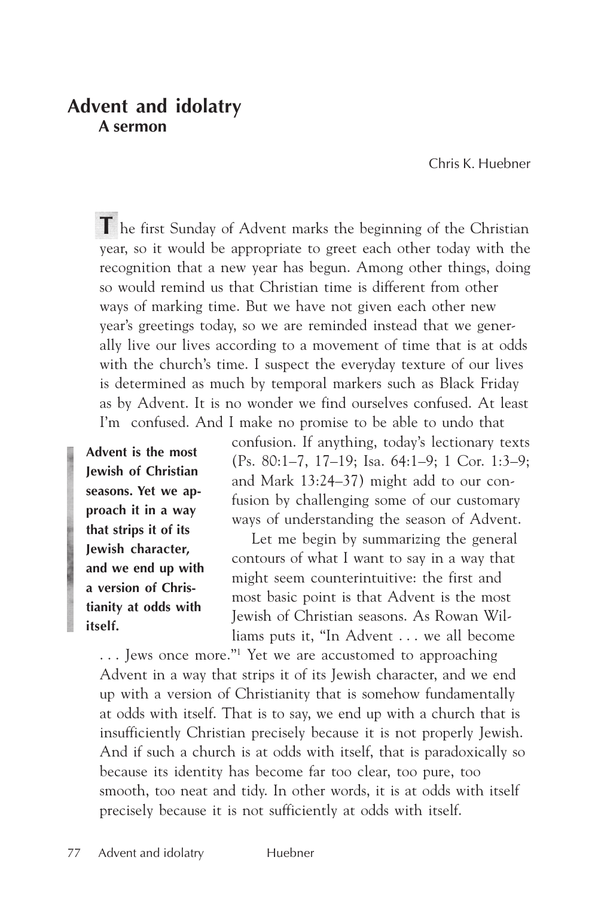# Advent and idolatry

## A sermon

Chris K. Huebner

The first Sunday of Advent marks the beginning of the Christian year, so it would be appropriate to greet each other today with the recognition that a new year has begun. Among other things, doing so would remind us that Christian time is different from other ways of marking time. But we have not given each other new year's greetings today, so we are reminded instead that we generally live our lives according to a movement of time that is at odds with the church's time. I suspect the everyday texture of our lives is determined as much by temporal markers such as Black Friday as by Advent. It is no wonder we find ourselves confused. At least I'm confused. And I make no promise to be able to undo that confusion. If anything, today's lectionary texts (Ps. 80:1–7, 17–19; Isa. 64:1–9; 1 Cor. 1:3–9; and Mark 13:24–37) might add to our confusion by challenging some of our customary ways of understanding the season of Advent.

> **Advent is the most Jewish of Christian seasons. Yet we approach it in a way that strips it of its Jewish character, and we end up with a version of Christianity at odds with itself.**

Let me begin by summarizing the general contours of what I want to say in a way that might seem counterintuitive: the first and most basic point is that Advent is the most Jewish of Christian seasons. As Rowan Williams puts it, "In Advent . . . we all become . . . Jews once more."[1] Yet we are accustomed to approaching Advent in a way that strips it of its Jewish character, and we end up with a version of Christianity that is somehow fundamentally at odds with itself. That is to say, we end up with a church that is insufficiently Christian precisely because it is not properly Jewish. And if such a church is at odds with itself, that is paradoxically so because its identity has become far too clear, too pure, too smooth, too neat and tidy. In other words, it is at odds with itself precisely because it is not sufficiently at odds with itself.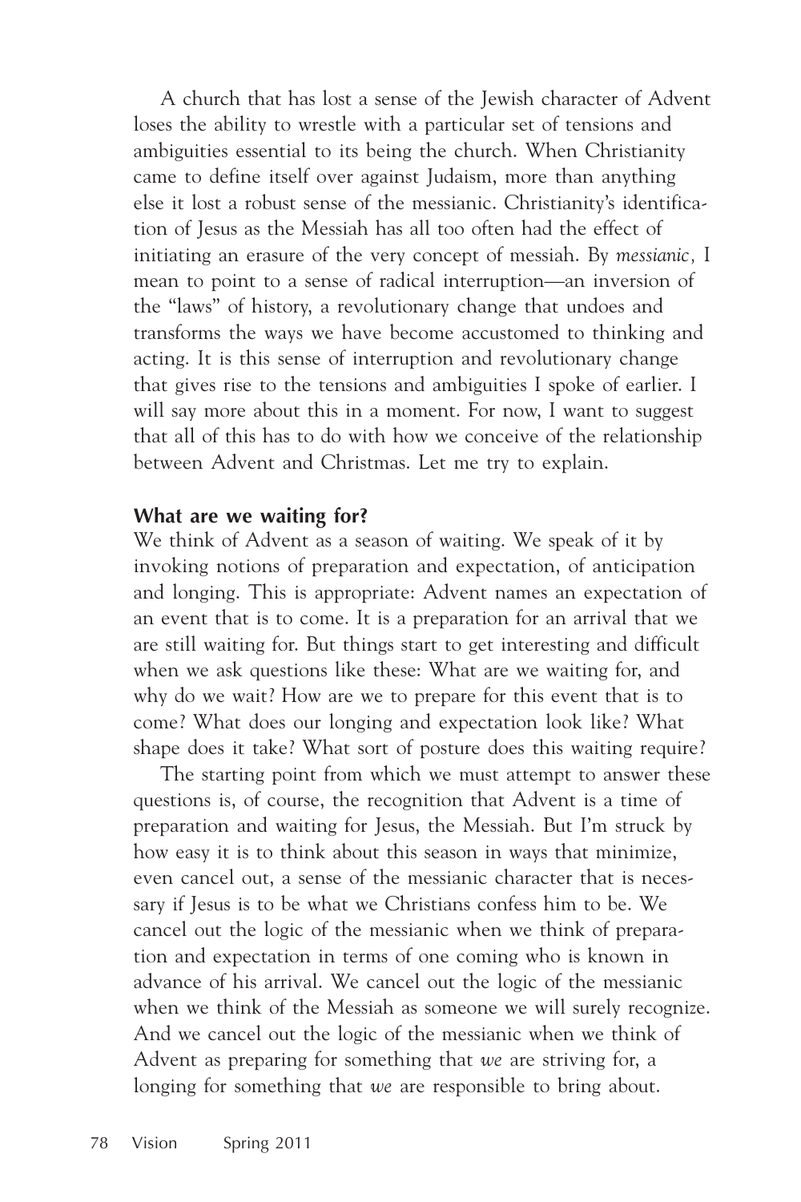A church that has lost a sense of the Jewish character of Advent loses the ability to wrestle with a particular set of tensions and ambiguities essential to its being the church. When Christianity came to define itself over against Judaism, more than anything else it lost a robust sense of the messianic. Christianity's identification of Jesus as the Messiah has all too often had the effect of initiating an erasure of the very concept of messiah. By *messianic,* I mean to point to a sense of radical interruption—an inversion of the "laws" of history, a revolutionary change that undoes and transforms the ways we have become accustomed to thinking and acting. It is this sense of interruption and revolutionary change that gives rise to the tensions and ambiguities I spoke of earlier. I will say more about this in a moment. For now, I want to suggest that all of this has to do with how we conceive of the relationship between Advent and Christmas. Let me try to explain.

**What are we waiting for?**

We think of Advent as a season of waiting. We speak of it by invoking notions of preparation and expectation, of anticipation and longing. This is appropriate: Advent names an expectation of an event that is to come. It is a preparation for an arrival that we are still waiting for. But things start to get interesting and difficult when we ask questions like these: What are we waiting for, and why do we wait? How are we to prepare for this event that is to come? What does our longing and expectation look like? What shape does it take? What sort of posture does this waiting require?

The starting point from which we must attempt to answer these questions is, of course, the recognition that Advent is a time of preparation and waiting for Jesus, the Messiah. But I'm struck by how easy it is to think about this season in ways that minimize, even cancel out, a sense of the messianic character that is necessary if Jesus is to be what we Christians confess him to be. We cancel out the logic of the messianic when we think of preparation and expectation in terms of one coming who is known in advance of his arrival. We cancel out the logic of the messianic when we think of the Messiah as someone we will surely recognize. And we cancel out the logic of the messianic when we think of Advent as preparing for something that *we* are striving for, a longing for something that *we* are responsible to bring about.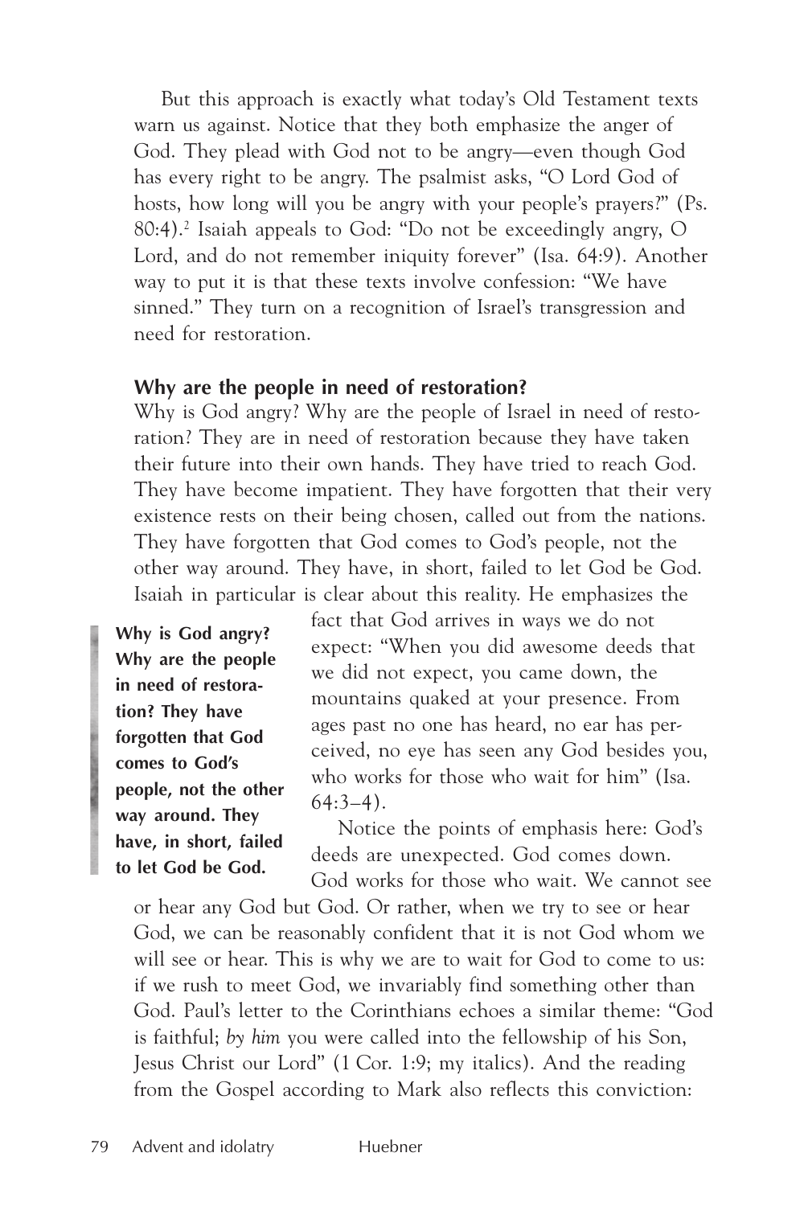But this approach is exactly what today's Old Testament texts warn us against. Notice that they both emphasize the anger of God. They plead with God not to be angry—even though God has every right to be angry. The psalmist asks, "O Lord God of hosts, how long will you be angry with your people's prayers?" (Ps. 80:4).[2] Isaiah appeals to God: "Do not be exceedingly angry, O Lord, and do not remember iniquity forever" (Isa. 64:9). Another way to put it is that these texts involve confession: "We have sinned." They turn on a recognition of Israel's transgression and need for restoration.

### Why are the people in need of restoration?

Why is God angry? Why are the people of Israel in need of restoration? They are in need of restoration because they have taken their future into their own hands. They have tried to reach God. They have become impatient. They have forgotten that their very existence rests on their being chosen, called out from the nations. They have forgotten that God comes to God's people, not the other way around. They have, in short, failed to let God be God. Isaiah in particular is clear about this reality. He emphasizes the fact that God arrives in ways we do not expect: "When you did awesome deeds that we did not expect, you came down, the mountains quaked at your presence. From ages past no one has heard, no ear has perceived, no eye has seen any God besides you, who works for those who wait for him" (Isa. 64:3–4).

> **Why is God angry? Why are the people in need of restoration? They have forgotten that God comes to God's people, not the other way around. They have, in short, failed to let God be God.**

Notice the points of emphasis here: God's deeds are unexpected. God comes down. God works for those who wait. We cannot see or hear any God but God. Or rather, when we try to see or hear God, we can be reasonably confident that it is not God whom we will see or hear. This is why we are to wait for God to come to us: if we rush to meet God, we invariably find something other than God. Paul's letter to the Corinthians echoes a similar theme: "God is faithful; *by him* you were called into the fellowship of his Son, Jesus Christ our Lord" (1 Cor. 1:9; my italics). And the reading from the Gospel according to Mark also reflects this conviction: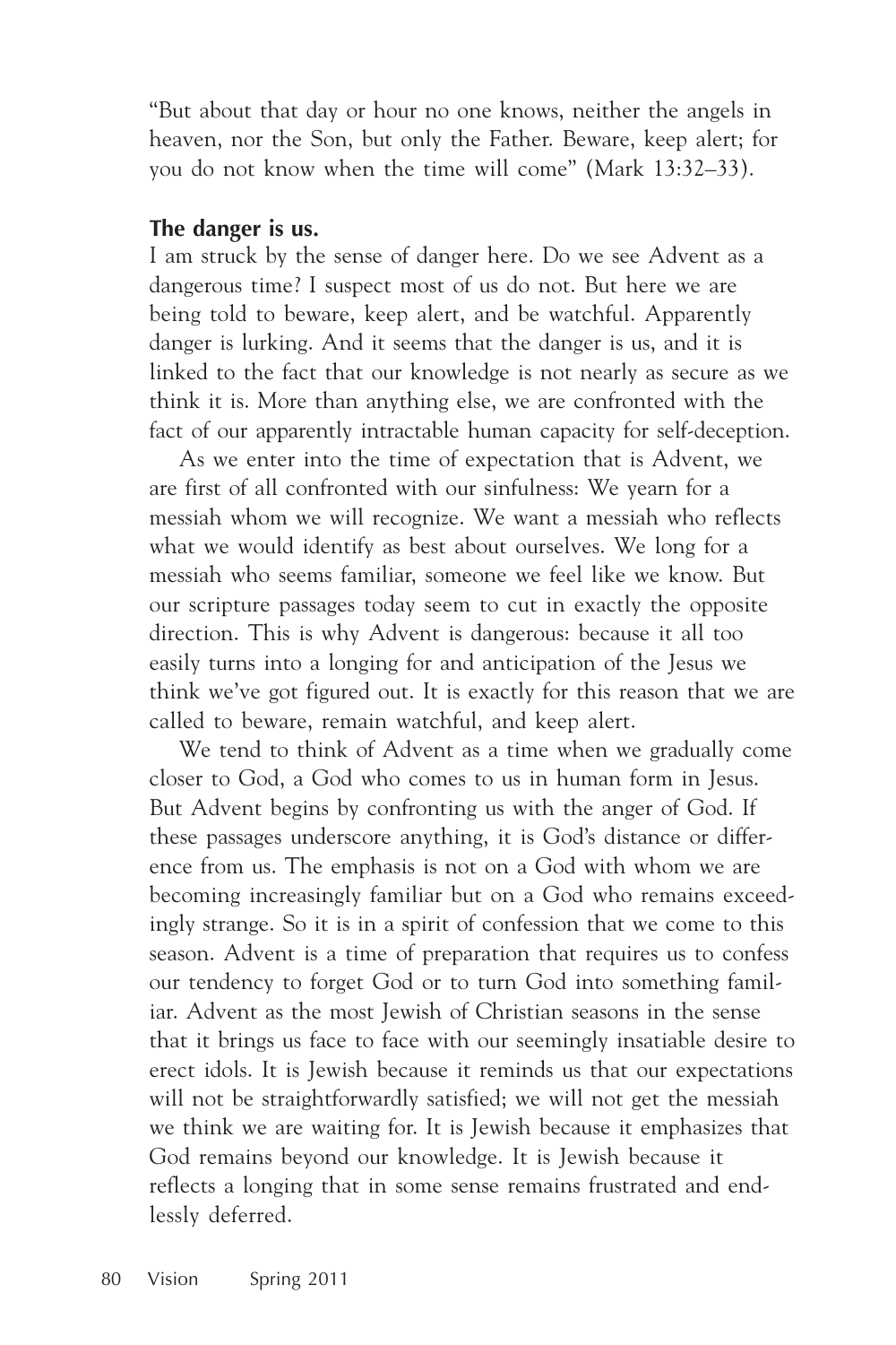"But about that day or hour no one knows, neither the angels in heaven, nor the Son, but only the Father. Beware, keep alert; for you do not know when the time will come" (Mark 13:32–33).

**The danger is us.**

I am struck by the sense of danger here. Do we see Advent as a dangerous time? I suspect most of us do not. But here we are being told to beware, keep alert, and be watchful. Apparently danger is lurking. And it seems that the danger is us, and it is linked to the fact that our knowledge is not nearly as secure as we think it is. More than anything else, we are confronted with the fact of our apparently intractable human capacity for self-deception.

As we enter into the time of expectation that is Advent, we are first of all confronted with our sinfulness: We yearn for a messiah whom we will recognize. We want a messiah who reflects what we would identify as best about ourselves. We long for a messiah who seems familiar, someone we feel like we know. But our scripture passages today seem to cut in exactly the opposite direction. This is why Advent is dangerous: because it all too easily turns into a longing for and anticipation of the Jesus we think we've got figured out. It is exactly for this reason that we are called to beware, remain watchful, and keep alert.

We tend to think of Advent as a time when we gradually come closer to God, a God who comes to us in human form in Jesus. But Advent begins by confronting us with the anger of God. If these passages underscore anything, it is God's distance or difference from us. The emphasis is not on a God with whom we are becoming increasingly familiar but on a God who remains exceedingly strange. So it is in a spirit of confession that we come to this season. Advent is a time of preparation that requires us to confess our tendency to forget God or to turn God into something familiar. Advent as the most Jewish of Christian seasons in the sense that it brings us face to face with our seemingly insatiable desire to erect idols. It is Jewish because it reminds us that our expectations will not be straightforwardly satisfied; we will not get the messiah we think we are waiting for. It is Jewish because it emphasizes that God remains beyond our knowledge. It is Jewish because it reflects a longing that in some sense remains frustrated and endlessly deferred.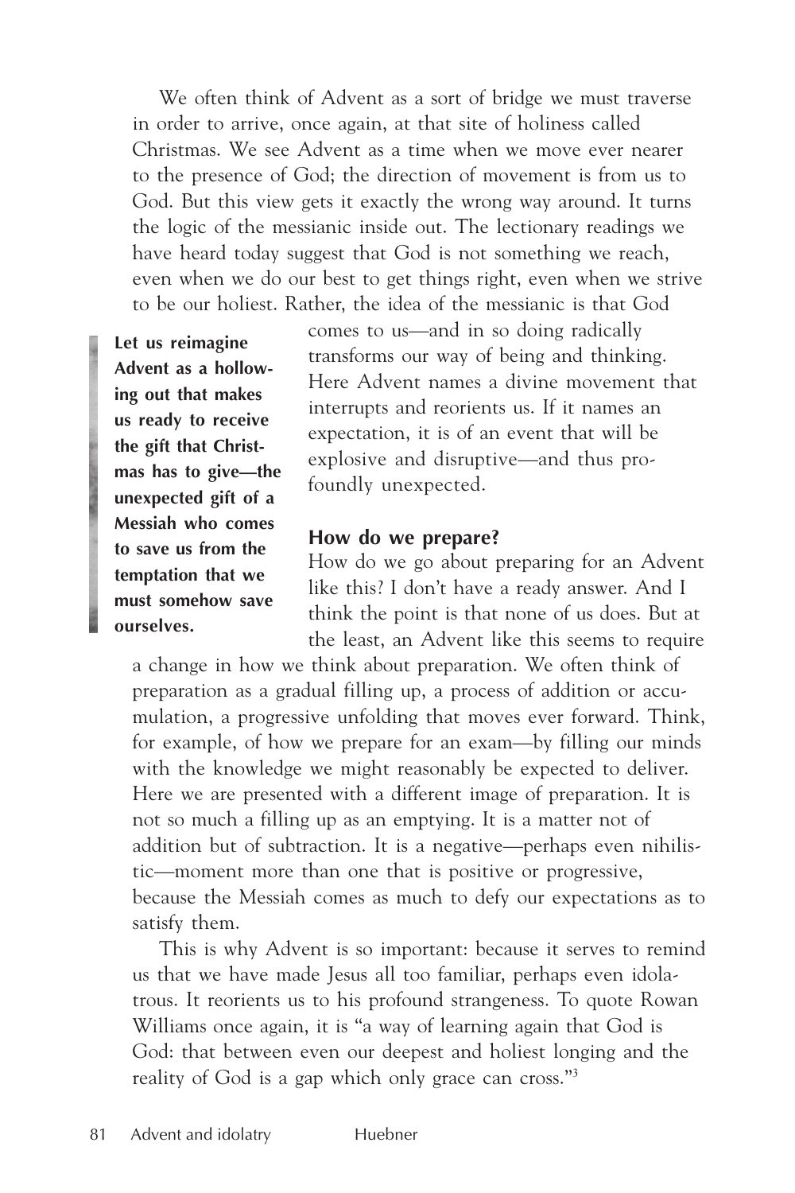We often think of Advent as a sort of bridge we must traverse in order to arrive, once again, at that site of holiness called Christmas. We see Advent as a time when we move ever nearer to the presence of God; the direction of movement is from us to God. But this view gets it exactly the wrong way around. It turns the logic of the messianic inside out. The lectionary readings we have heard today suggest that God is not something we reach, even when we do our best to get things right, even when we strive to be our holiest. Rather, the idea of the messianic is that God comes to us—and in so doing radically transforms our way of being and thinking. Here Advent names a divine movement that interrupts and reorients us. If it names an expectation, it is of an event that will be explosive and disruptive—and thus profoundly unexpected.

**Let us reimagine Advent as a hollowing out that makes us ready to receive the gift that Christmas has to give—the unexpected gift of a Messiah who comes to save us from the temptation that we must somehow save ourselves.**

### How do we prepare?

How do we go about preparing for an Advent like this? I don't have a ready answer. And I think the point is that none of us does. But at the least, an Advent like this seems to require a change in how we think about preparation. We often think of preparation as a gradual filling up, a process of addition or accumulation, a progressive unfolding that moves ever forward. Think, for example, of how we prepare for an exam—by filling our minds with the knowledge we might reasonably be expected to deliver. Here we are presented with a different image of preparation. It is not so much a filling up as an emptying. It is a matter not of addition but of subtraction. It is a negative—perhaps even nihilistic—moment more than one that is positive or progressive, because the Messiah comes as much to defy our expectations as to satisfy them.

This is why Advent is so important: because it serves to remind us that we have made Jesus all too familiar, perhaps even idolatrous. It reorients us to his profound strangeness. To quote Rowan Williams once again, it is "a way of learning again that God is God: that between even our deepest and holiest longing and the reality of God is a gap which only grace can cross."[3]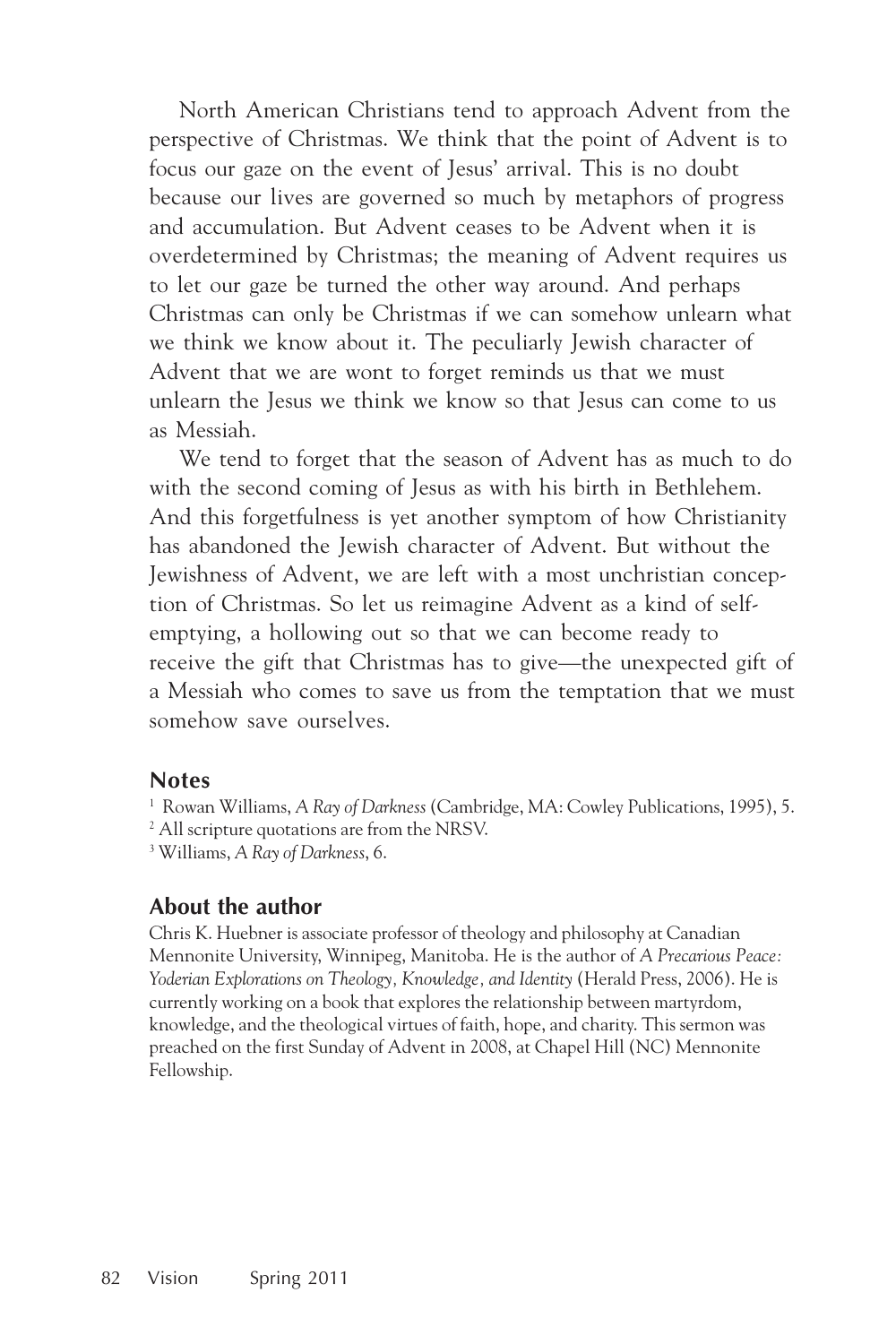North American Christians tend to approach Advent from the perspective of Christmas. We think that the point of Advent is to focus our gaze on the event of Jesus' arrival. This is no doubt because our lives are governed so much by metaphors of progress and accumulation. But Advent ceases to be Advent when it is overdetermined by Christmas; the meaning of Advent requires us to let our gaze be turned the other way around. And perhaps Christmas can only be Christmas if we can somehow unlearn what we think we know about it. The peculiarly Jewish character of Advent that we are wont to forget reminds us that we must unlearn the Jesus we think we know so that Jesus can come to us as Messiah.

We tend to forget that the season of Advent has as much to do with the second coming of Jesus as with his birth in Bethlehem. And this forgetfulness is yet another symptom of how Christianity has abandoned the Jewish character of Advent. But without the Jewishness of Advent, we are left with a most unchristian conception of Christmas. So let us reimagine Advent as a kind of self-emptying, a hollowing out so that we can become ready to receive the gift that Christmas has to give—the unexpected gift of a Messiah who comes to save us from the temptation that we must somehow save ourselves.

## Notes

[1] Rowan Williams, *A Ray of Darkness* (Cambridge, MA: Cowley Publications, 1995), 5.

[2] All scripture quotations are from the NRSV.

[3] Williams, *A Ray of Darkness*, 6.

## About the author

Chris K. Huebner is associate professor of theology and philosophy at Canadian Mennonite University, Winnipeg, Manitoba. He is the author of *A Precarious Peace: Yoderian Explorations on Theology, Knowledge, and Identity* (Herald Press, 2006). He is currently working on a book that explores the relationship between martyrdom, knowledge, and the theological virtues of faith, hope, and charity. This sermon was preached on the first Sunday of Advent in 2008, at Chapel Hill (NC) Mennonite Fellowship.